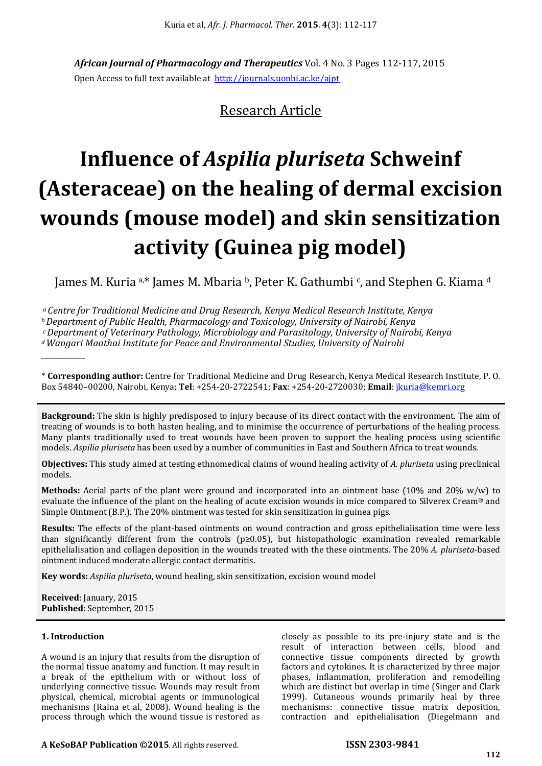*African Journal of Pharmacology and Therapeutics* Vol. 4 No. 3 Pages 112-117, 2015

Open Access to full text available at http://journals.uonbi.ac.ke/ajpt

Research Article

# Influence of *Aspilia pluriseta* Schweinf (Asteraceae) on the healing of dermal excision wounds (mouse model) and skin sensitization activity (Guinea pig model)

James M. Kuria [a,*] James M. Mbaria [b], Peter K. Gathumbi [c], and Stephen G. Kiama [d]

[a] *Centre for Traditional Medicine and Drug Research, Kenya Medical Research Institute, Kenya*
[b] *Department of Public Health, Pharmacology and Toxicology, University of Nairobi, Kenya*
[c] *Department of Veterinary Pathology, Microbiology and Parasitology, University of Nairobi, Kenya*
[d] *Wangari Maathai Institute for Peace and Environmental Studies, University of Nairobi*

\* **Corresponding author:** Centre for Traditional Medicine and Drug Research, Kenya Medical Research Institute, P. O. Box 54840–00200, Nairobi, Kenya; **Tel**: +254-20-2722541; **Fax**: +254-20-2720030; **Email**: jkuria@kemri.org

**Background:** The skin is highly predisposed to injury because of its direct contact with the environment. The aim of treating of wounds is to both hasten healing, and to minimise the occurrence of perturbations of the healing process. Many plants traditionally used to treat wounds have been proven to support the healing process using scientific models. *Aspilia pluriseta* has been used by a number of communities in East and Southern Africa to treat wounds.

**Objectives:** This study aimed at testing ethnomedical claims of wound healing activity of *A. pluriseta* using preclinical models.

**Methods:** Aerial parts of the plant were ground and incorporated into an ointment base (10% and 20% w/w) to evaluate the influence of the plant on the healing of acute excision wounds in mice compared to Silverex Cream® and Simple Ointment (B.P.). The 20% ointment was tested for skin sensitization in guinea pigs.

**Results:** The effects of the plant-based ointments on wound contraction and gross epithelialisation time were less than significantly different from the controls ($p \geq 0.05$), but histopathologic examination revealed remarkable epithelialisation and collagen deposition in the wounds treated with the these ointments. The 20% *A. pluriseta*-based ointment induced moderate allergic contact dermatitis.

**Key words:** *Aspilia pluriseta*, wound healing, skin sensitization, excision wound model

**Received**: January, 2015
**Published**: September, 2015

## 1. Introduction

A wound is an injury that results from the disruption of the normal tissue anatomy and function. It may result in a break of the epithelium with or without loss of underlying connective tissue. Wounds may result from physical, chemical, microbial agents or immunological mechanisms (Raina et al, 2008). Wound healing is the process through which the wound tissue is restored as closely as possible to its pre-injury state and is the result of interaction between cells, blood and connective tissue components directed by growth factors and cytokines. It is characterized by three major phases, inflammation, proliferation and remodelling which are distinct but overlap in time (Singer and Clark 1999). Cutaneous wounds primarily heal by three mechanisms: connective tissue matrix deposition, contraction and epithelialisation (Diegelmann and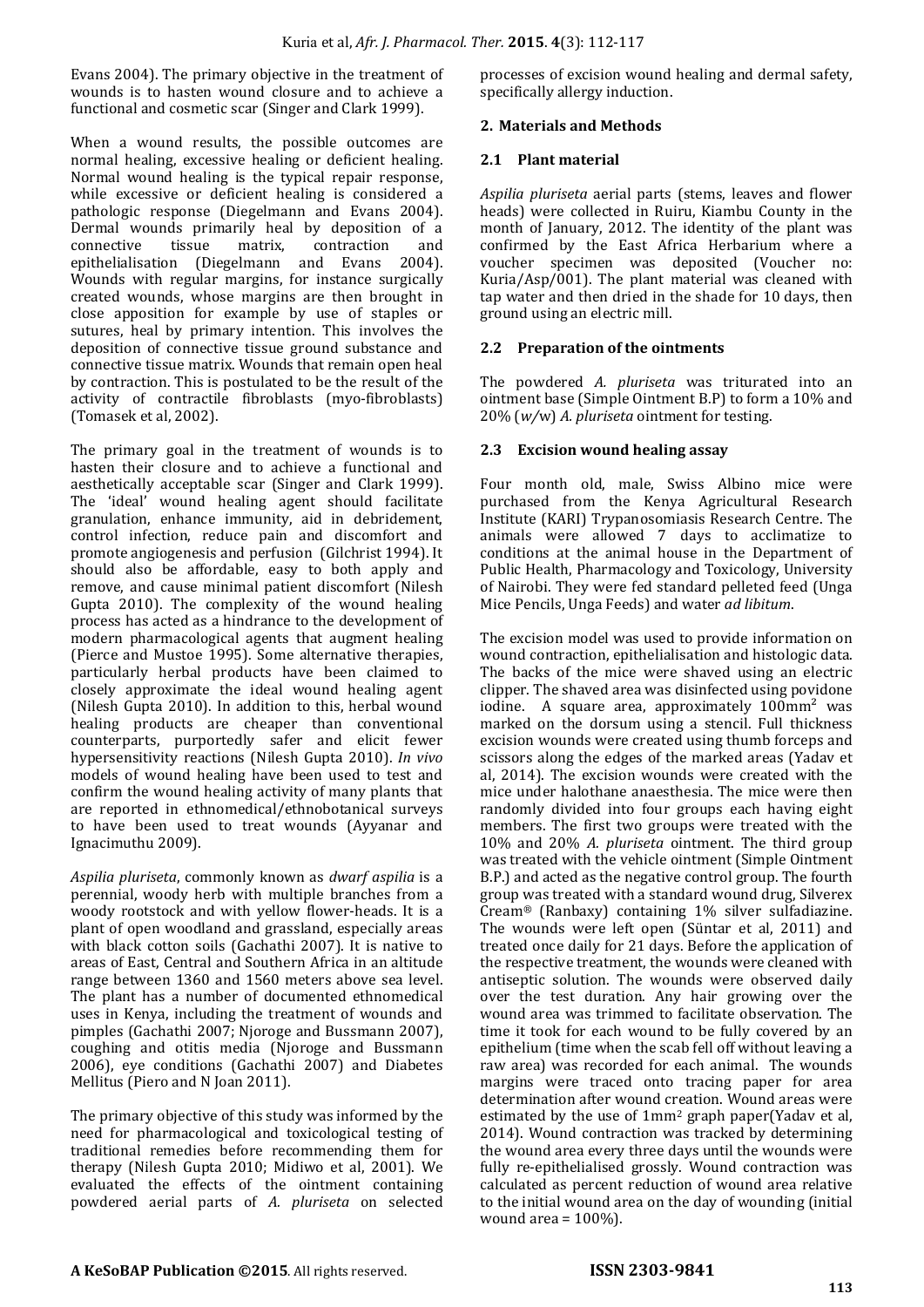Evans 2004). The primary objective in the treatment of wounds is to hasten wound closure and to achieve a functional and cosmetic scar (Singer and Clark 1999).

When a wound results, the possible outcomes are normal healing, excessive healing or deficient healing. Normal wound healing is the typical repair response, while excessive or deficient healing is considered a pathologic response (Diegelmann and Evans 2004). Dermal wounds primarily heal by deposition of a connective tissue matrix, contraction and epithelialisation (Diegelmann and Evans 2004). Wounds with regular margins, for instance surgically created wounds, whose margins are then brought in close apposition for example by use of staples or sutures, heal by primary intention. This involves the deposition of connective tissue ground substance and connective tissue matrix. Wounds that remain open heal by contraction. This is postulated to be the result of the activity of contractile fibroblasts (myo-fibroblasts) (Tomasek et al, 2002).

The primary goal in the treatment of wounds is to hasten their closure and to achieve a functional and aesthetically acceptable scar (Singer and Clark 1999). The 'ideal' wound healing agent should facilitate granulation, enhance immunity, aid in debridement, control infection, reduce pain and discomfort and promote angiogenesis and perfusion (Gilchrist 1994). It should also be affordable, easy to both apply and remove, and cause minimal patient discomfort (Nilesh Gupta 2010). The complexity of the wound healing process has acted as a hindrance to the development of modern pharmacological agents that augment healing (Pierce and Mustoe 1995). Some alternative therapies, particularly herbal products have been claimed to closely approximate the ideal wound healing agent (Nilesh Gupta 2010). In addition to this, herbal wound healing products are cheaper than conventional counterparts, purportedly safer and elicit fewer hypersensitivity reactions (Nilesh Gupta 2010). *In vivo* models of wound healing have been used to test and confirm the wound healing activity of many plants that are reported in ethnomedical/ethnobotanical surveys to have been used to treat wounds (Ayyanar and Ignacimuthu 2009).

*Aspilia pluriseta*, commonly known as *dwarf aspilia* is a perennial, woody herb with multiple branches from a woody rootstock and with yellow flower-heads. It is a plant of open woodland and grassland, especially areas with black cotton soils (Gachathi 2007). It is native to areas of East, Central and Southern Africa in an altitude range between 1360 and 1560 meters above sea level. The plant has a number of documented ethnomedical uses in Kenya, including the treatment of wounds and pimples (Gachathi 2007; Njoroge and Bussmann 2007), coughing and otitis media (Njoroge and Bussmann 2006), eye conditions (Gachathi 2007) and Diabetes Mellitus (Piero and N Joan 2011).

The primary objective of this study was informed by the need for pharmacological and toxicological testing of traditional remedies before recommending them for therapy (Nilesh Gupta 2010; Midiwo et al, 2001). We evaluated the effects of the ointment containing powdered aerial parts of *A. pluriseta* on selected processes of excision wound healing and dermal safety, specifically allergy induction.

## 2. Materials and Methods

### 2.1 Plant material

*Aspilia pluriseta* aerial parts (stems, leaves and flower heads) were collected in Ruiru, Kiambu County in the month of January, 2012. The identity of the plant was confirmed by the East Africa Herbarium where a voucher specimen was deposited (Voucher no: Kuria/Asp/001). The plant material was cleaned with tap water and then dried in the shade for 10 days, then ground using an electric mill.

### 2.2 Preparation of the ointments

The powdered *A. pluriseta* was triturated into an ointment base (Simple Ointment B.P) to form a 10% and 20% (*w*/w) *A. pluriseta* ointment for testing.

### 2.3 Excision wound healing assay

Four month old, male, Swiss Albino mice were purchased from the Kenya Agricultural Research Institute (KARI) Trypanosomiasis Research Centre. The animals were allowed 7 days to acclimatize to conditions at the animal house in the Department of Public Health, Pharmacology and Toxicology, University of Nairobi. They were fed standard pelleted feed (Unga Mice Pencils, Unga Feeds) and water *ad libitum*.

The excision model was used to provide information on wound contraction, epithelialisation and histologic data. The backs of the mice were shaved using an electric clipper. The shaved area was disinfected using povidone iodine. A square area, approximately 100mm² was marked on the dorsum using a stencil. Full thickness excision wounds were created using thumb forceps and scissors along the edges of the marked areas (Yadav et al, 2014). The excision wounds were created with the mice under halothane anaesthesia. The mice were then randomly divided into four groups each having eight members. The first two groups were treated with the 10% and 20% *A. pluriseta* ointment. The third group was treated with the vehicle ointment (Simple Ointment B.P.) and acted as the negative control group. The fourth group was treated with a standard wound drug, Silverex Cream® (Ranbaxy) containing 1% silver sulfadiazine. The wounds were left open (Süntar et al, 2011) and treated once daily for 21 days. Before the application of the respective treatment, the wounds were cleaned with antiseptic solution. The wounds were observed daily over the test duration. Any hair growing over the wound area was trimmed to facilitate observation. The time it took for each wound to be fully covered by an epithelium (time when the scab fell off without leaving a raw area) was recorded for each animal. The wounds margins were traced onto tracing paper for area determination after wound creation. Wound areas were estimated by the use of 1mm² graph paper(Yadav et al, 2014). Wound contraction was tracked by determining the wound area every three days until the wounds were fully re-epithelialised grossly. Wound contraction was calculated as percent reduction of wound area relative to the initial wound area on the day of wounding (initial wound area = 100%).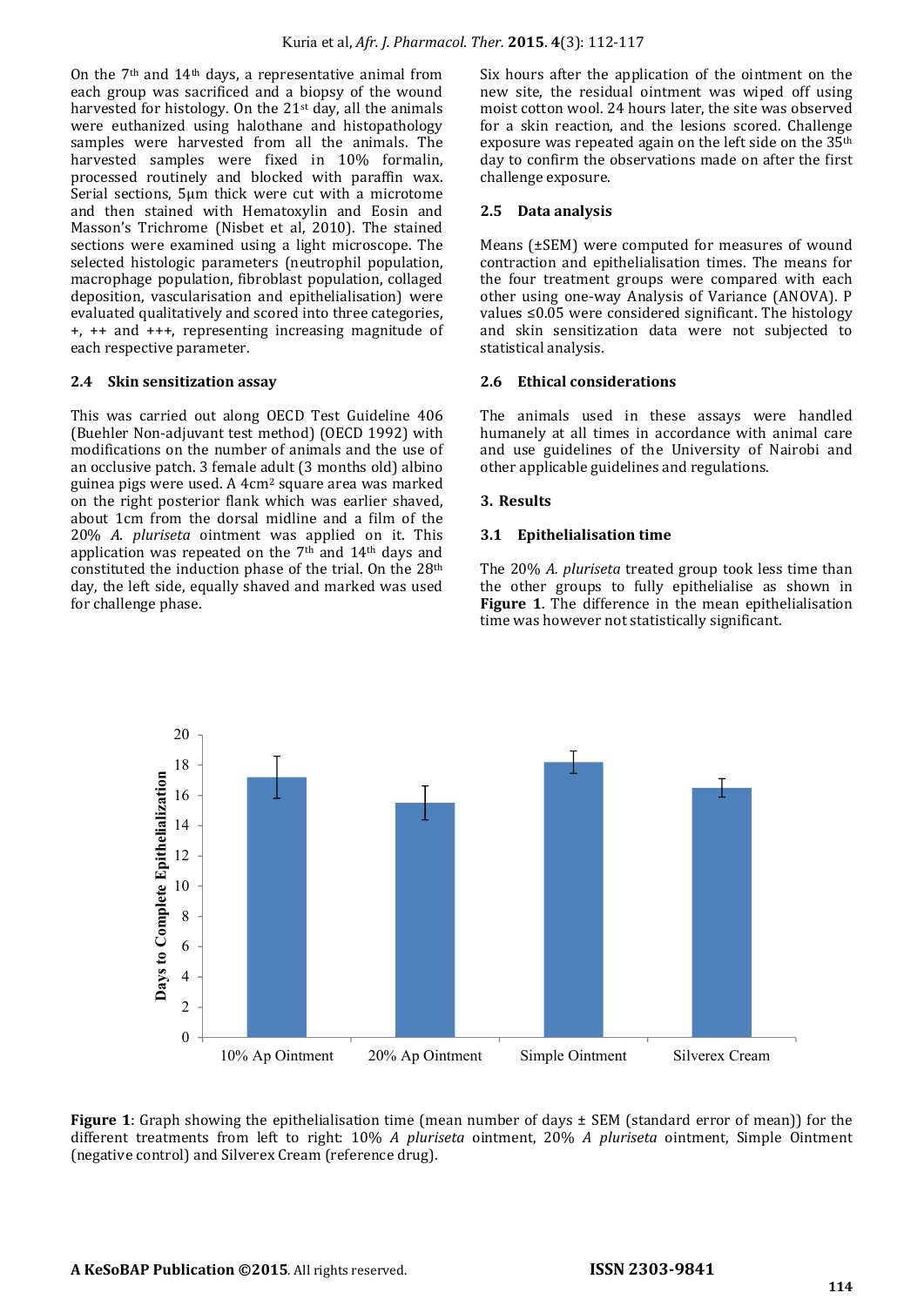On the 7th and 14th days, a representative animal from each group was sacrificed and a biopsy of the wound harvested for histology. On the 21st day, all the animals were euthanized using halothane and histopathology samples were harvested from all the animals. The harvested samples were fixed in 10% formalin, processed routinely and blocked with paraffin wax. Serial sections, 5µm thick were cut with a microtome and then stained with Hematoxylin and Eosin and Masson's Trichrome (Nisbet et al, 2010). The stained sections were examined using a light microscope. The selected histologic parameters (neutrophil population, macrophage population, fibroblast population, collaged deposition, vascularisation and epithelialisation) were evaluated qualitatively and scored into three categories, +, ++ and +++, representing increasing magnitude of each respective parameter.

### 2.4 Skin sensitization assay

This was carried out along OECD Test Guideline 406 (Buehler Non-adjuvant test method) (OECD 1992) with modifications on the number of animals and the use of an occlusive patch. 3 female adult (3 months old) albino guinea pigs were used. A 4cm$^2$ square area was marked on the right posterior flank which was earlier shaved, about 1cm from the dorsal midline and a film of the 20% *A. pluriseta* ointment was applied on it. This application was repeated on the 7th and 14th days and constituted the induction phase of the trial. On the 28th day, the left side, equally shaved and marked was used for challenge phase.

Six hours after the application of the ointment on the new site, the residual ointment was wiped off using moist cotton wool. 24 hours later, the site was observed for a skin reaction, and the lesions scored. Challenge exposure was repeated again on the left side on the 35th day to confirm the observations made on after the first challenge exposure.

### 2.5 Data analysis

Means (±SEM) were computed for measures of wound contraction and epithelialisation times. The means for the four treatment groups were compared with each other using one-way Analysis of Variance (ANOVA). P values ≤0.05 were considered significant. The histology and skin sensitization data were not subjected to statistical analysis.

### 2.6 Ethical considerations

The animals used in these assays were handled humanely at all times in accordance with animal care and use guidelines of the University of Nairobi and other applicable guidelines and regulations.

## 3. Results

### 3.1 Epithelialisation time

The 20% *A. pluriseta* treated group took less time than the other groups to fully epithelialise as shown in **Figure 1**. The difference in the mean epithelialisation time was however not statistically significant.

**Figure 1**: Graph showing the epithelialisation time (mean number of days ± SEM (standard error of mean)) for the different treatments from left to right: 10% *A pluriseta* ointment, 20% *A pluriseta* ointment, Simple Ointment (negative control) and Silverex Cream (reference drug).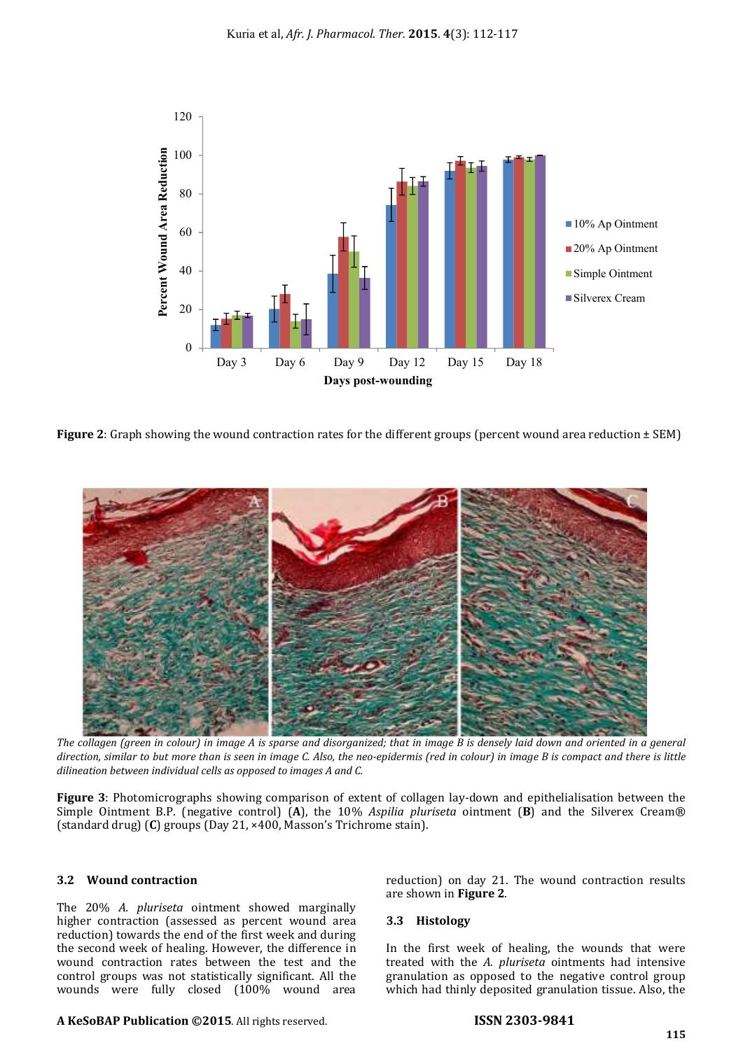**Figure 2**: Graph showing the wound contraction rates for the different groups (percent wound area reduction ± SEM)

*The collagen (green in colour) in image A is sparse and disorganized; that in image B is densely laid down and oriented in a general direction, similar to but more than is seen in image C. Also, the neo-epidermis (red in colour) in image B is compact and there is little dilineation between individual cells as opposed to images A and C.*

**Figure 3**: Photomicrographs showing comparison of extent of collagen lay-down and epithelialisation between the Simple Ointment B.P. (negative control) (**A**), the 10% *Aspilia pluriseta* ointment (**B**) and the Silverex Cream® (standard drug) (**C**) groups (Day 21, ×400, Masson's Trichrome stain).

### 3.2 Wound contraction

The 20% *A. pluriseta* ointment showed marginally higher contraction (assessed as percent wound area reduction) towards the end of the first week and during the second week of healing. However, the difference in wound contraction rates between the test and the control groups was not statistically significant. All the wounds were fully closed (100% wound area reduction) on day 21. The wound contraction results are shown in **Figure 2**.

### 3.3 Histology

In the first week of healing, the wounds that were treated with the *A. pluriseta* ointments had intensive granulation as opposed to the negative control group which had thinly deposited granulation tissue. Also, the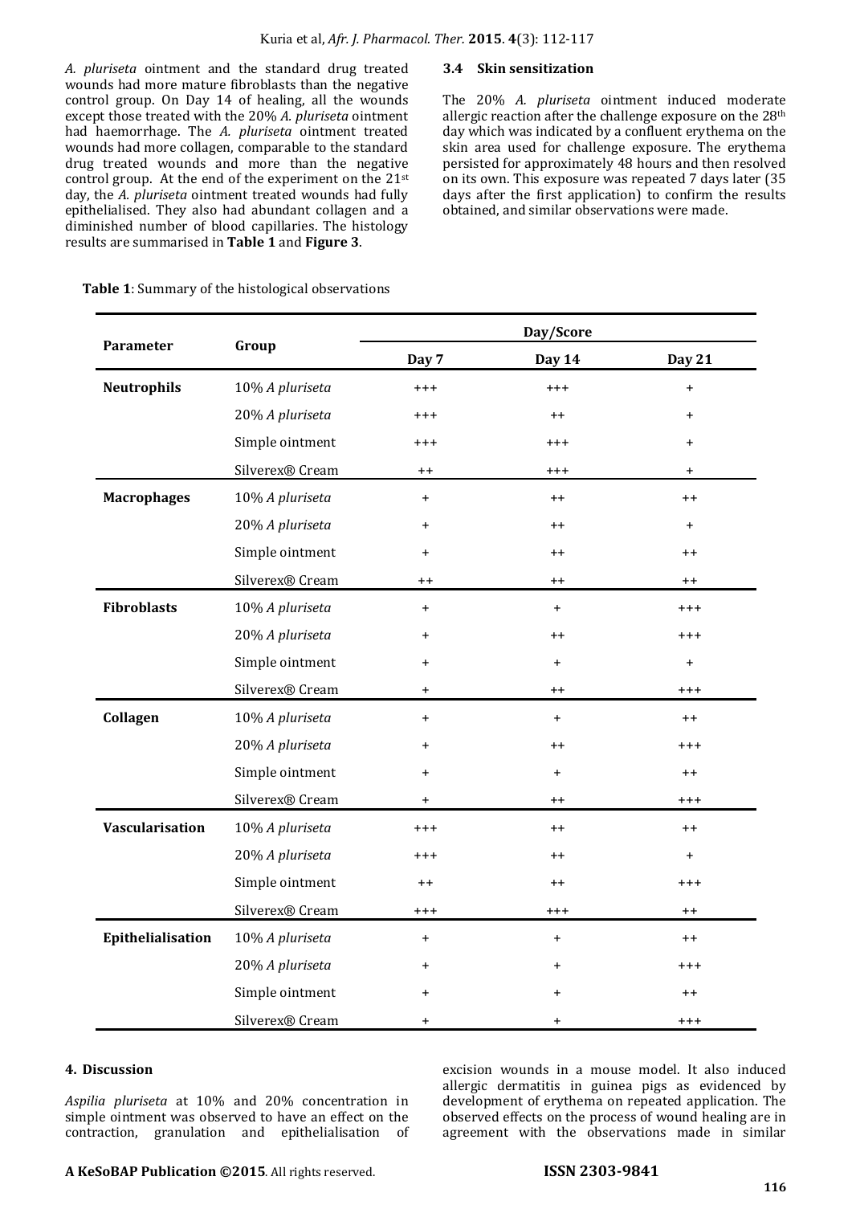*A. pluriseta* ointment and the standard drug treated wounds had more mature fibroblasts than the negative control group. On Day 14 of healing, all the wounds except those treated with the 20% *A. pluriseta* ointment had haemorrhage. The *A. pluriseta* ointment treated wounds had more collagen, comparable to the standard drug treated wounds and more than the negative control group. At the end of the experiment on the 21st day, the *A. pluriseta* ointment treated wounds had fully epithelialised. They also had abundant collagen and a diminished number of blood capillaries. The histology results are summarised in **Table 1** and **Figure 3**.

### 3.4 Skin sensitization

The 20% *A. pluriseta* ointment induced moderate allergic reaction after the challenge exposure on the 28th day which was indicated by a confluent erythema on the skin area used for challenge exposure. The erythema persisted for approximately 48 hours and then resolved on its own. This exposure was repeated 7 days later (35 days after the first application) to confirm the results obtained, and similar observations were made.

**Table 1**: Summary of the histological observations

| Parameter | Group | Day/Score | | |
|---|---|---|---|---|
| | | Day 7 | Day 14 | Day 21 |
| **Neutrophils** | 10% *A pluriseta* | +++ | +++ | + |
| | 20% *A pluriseta* | +++ | ++ | + |
| | Simple ointment | +++ | +++ | + |
| | Silverex® Cream | ++ | +++ | + |
| **Macrophages** | 10% *A pluriseta* | + | ++ | ++ |
| | 20% *A pluriseta* | + | ++ | + |
| | Simple ointment | + | ++ | ++ |
| | Silverex® Cream | ++ | ++ | ++ |
| **Fibroblasts** | 10% *A pluriseta* | + | + | +++ |
| | 20% *A pluriseta* | + | ++ | +++ |
| | Simple ointment | + | + | + |
| | Silverex® Cream | + | ++ | +++ |
| **Collagen** | 10% *A pluriseta* | + | + | ++ |
| | 20% *A pluriseta* | + | ++ | +++ |
| | Simple ointment | + | + | ++ |
| | Silverex® Cream | + | ++ | +++ |
| **Vascularisation** | 10% *A pluriseta* | +++ | ++ | ++ |
| | 20% *A pluriseta* | +++ | ++ | + |
| | Simple ointment | ++ | ++ | +++ |
| | Silverex® Cream | +++ | +++ | ++ |
| **Epithelialisation** | 10% *A pluriseta* | + | + | ++ |
| | 20% *A pluriseta* | + | + | +++ |
| | Simple ointment | + | + | ++ |
| | Silverex® Cream | + | + | +++ |

## 4. Discussion

*Aspilia pluriseta* at 10% and 20% concentration in simple ointment was observed to have an effect on the contraction, granulation and epithelialisation of excision wounds in a mouse model. It also induced allergic dermatitis in guinea pigs as evidenced by development of erythema on repeated application. The observed effects on the process of wound healing are in agreement with the observations made in similar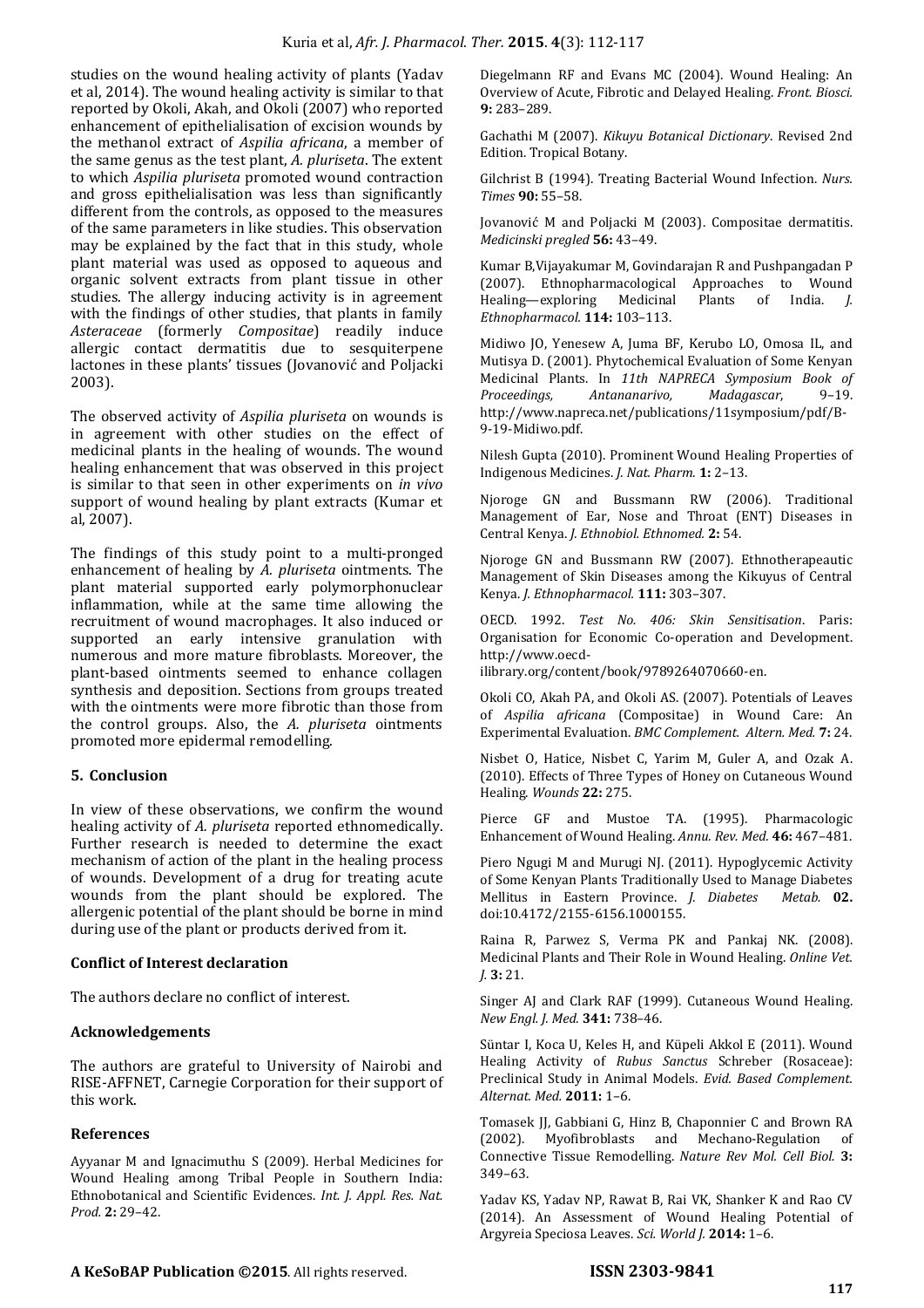studies on the wound healing activity of plants (Yadav et al, 2014). The wound healing activity is similar to that reported by Okoli, Akah, and Okoli (2007) who reported enhancement of epithelialisation of excision wounds by the methanol extract of *Aspilia africana*, a member of the same genus as the test plant, *A. pluriseta*. The extent to which *Aspilia pluriseta* promoted wound contraction and gross epithelialisation was less than significantly different from the controls, as opposed to the measures of the same parameters in like studies. This observation may be explained by the fact that in this study, whole plant material was used as opposed to aqueous and organic solvent extracts from plant tissue in other studies. The allergy inducing activity is in agreement with the findings of other studies, that plants in family *Asteraceae* (formerly *Compositae*) readily induce allergic contact dermatitis due to sesquiterpene lactones in these plants' tissues (Jovanović and Poljacki 2003).

The observed activity of *Aspilia pluriseta* on wounds is in agreement with other studies on the effect of medicinal plants in the healing of wounds. The wound healing enhancement that was observed in this project is similar to that seen in other experiments on *in vivo* support of wound healing by plant extracts (Kumar et al, 2007).

The findings of this study point to a multi-pronged enhancement of healing by *A. pluriseta* ointments. The plant material supported early polymorphonuclear inflammation, while at the same time allowing the recruitment of wound macrophages. It also induced or supported an early intensive granulation with numerous and more mature fibroblasts. Moreover, the plant-based ointments seemed to enhance collagen synthesis and deposition. Sections from groups treated with the ointments were more fibrotic than those from the control groups. Also, the *A. pluriseta* ointments promoted more epidermal remodelling.

## 5. Conclusion

In view of these observations, we confirm the wound healing activity of *A. pluriseta* reported ethnomedically. Further research is needed to determine the exact mechanism of action of the plant in the healing process of wounds. Development of a drug for treating acute wounds from the plant should be explored. The allergenic potential of the plant should be borne in mind during use of the plant or products derived from it.

### Conflict of Interest declaration

The authors declare no conflict of interest.

### Acknowledgements

The authors are grateful to University of Nairobi and RISE-AFFNET, Carnegie Corporation for their support of this work.

### References

Ayyanar M and Ignacimuthu S (2009). Herbal Medicines for Wound Healing among Tribal People in Southern India: Ethnobotanical and Scientific Evidences. *Int. J. Appl. Res. Nat. Prod.* **2:** 29–42.

Diegelmann RF and Evans MC (2004). Wound Healing: An Overview of Acute, Fibrotic and Delayed Healing. *Front. Biosci.* **9:** 283–289.

Gachathi M (2007). *Kikuyu Botanical Dictionary*. Revised 2nd Edition. Tropical Botany.

Gilchrist B (1994). Treating Bacterial Wound Infection. *Nurs. Times* **90:** 55–58.

Jovanović M and Poljacki M (2003). Compositae dermatitis. *Medicinski pregled* **56:** 43–49.

Kumar B,Vijayakumar M, Govindarajan R and Pushpangadan P (2007). Ethnopharmacological Approaches to Wound Healing—exploring Medicinal Plants of India. *J. Ethnopharmacol.* **114:** 103–113.

Midiwo JO, Yenesew A, Juma BF, Kerubo LO, Omosa IL, and Mutisya D. (2001). Phytochemical Evaluation of Some Kenyan Medicinal Plants. In *11th NAPRECA Symposium Book of Proceedings, Antananarivo, Madagascar*, 9–19. http://www.napreca.net/publications/11symposium/pdf/B-9-19-Midiwo.pdf.

Nilesh Gupta (2010). Prominent Wound Healing Properties of Indigenous Medicines. *J. Nat. Pharm.* **1:** 2–13.

Njoroge GN and Bussmann RW (2006). Traditional Management of Ear, Nose and Throat (ENT) Diseases in Central Kenya. *J. Ethnobiol. Ethnomed.* **2:** 54.

Njoroge GN and Bussmann RW (2007). Ethnotherapeautic Management of Skin Diseases among the Kikuyus of Central Kenya. *J. Ethnopharmacol.* **111:** 303–307.

OECD. 1992. *Test No. 406: Skin Sensitisation*. Paris: Organisation for Economic Co-operation and Development. http://www.oecd-ilibrary.org/content/book/9789264070660-en.

Okoli CO, Akah PA, and Okoli AS. (2007). Potentials of Leaves of *Aspilia africana* (Compositae) in Wound Care: An Experimental Evaluation. *BMC Complement. Altern. Med.* **7:** 24.

Nisbet O, Hatice, Nisbet C, Yarim M, Guler A, and Ozak A. (2010). Effects of Three Types of Honey on Cutaneous Wound Healing. *Wounds* **22:** 275.

Pierce GF and Mustoe TA. (1995). Pharmacologic Enhancement of Wound Healing. *Annu. Rev. Med.* **46:** 467–481.

Piero Ngugi M and Murugi NJ. (2011). Hypoglycemic Activity of Some Kenyan Plants Traditionally Used to Manage Diabetes Mellitus in Eastern Province. *J. Diabetes Metab.* **02.** doi:10.4172/2155-6156.1000155.

Raina R, Parwez S, Verma PK and Pankaj NK. (2008). Medicinal Plants and Their Role in Wound Healing. *Online Vet. J.* **3:** 21.

Singer AJ and Clark RAF (1999). Cutaneous Wound Healing. *New Engl. J. Med.* **341:** 738–46.

Süntar I, Koca U, Keles H, and Küpeli Akkol E (2011). Wound Healing Activity of *Rubus Sanctus* Schreber (Rosaceae): Preclinical Study in Animal Models. *Evid. Based Complement. Alternat. Med.* **2011:** 1–6.

Tomasek JJ, Gabbiani G, Hinz B, Chaponnier C and Brown RA (2002). Myofibroblasts and Mechano-Regulation of Connective Tissue Remodelling. *Nature Rev Mol. Cell Biol.* **3:** 349–63.

Yadav KS, Yadav NP, Rawat B, Rai VK, Shanker K and Rao CV (2014). An Assessment of Wound Healing Potential of Argyreia Speciosa Leaves. *Sci. World J.* **2014:** 1–6.